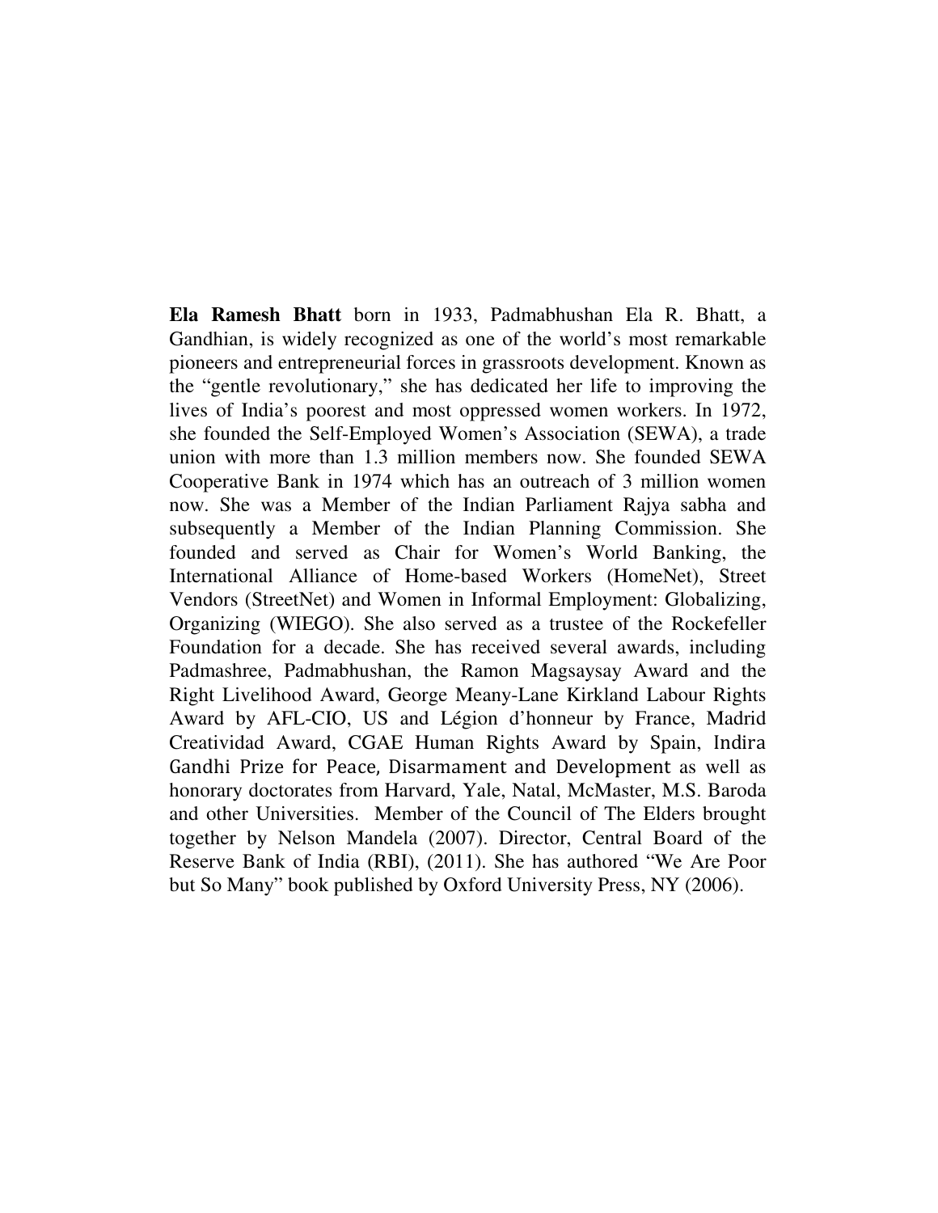**Ela Ramesh Bhatt** born in 1933, Padmabhushan Ela R. Bhatt, a Gandhian, is widely recognized as one of the world's most remarkable pioneers and entrepreneurial forces in grassroots development. Known as the "gentle revolutionary," she has dedicated her life to improving the lives of India's poorest and most oppressed women workers. In 1972, she founded the Self-Employed Women's Association (SEWA), a trade union with more than 1.3 million members now. She founded SEWA Cooperative Bank in 1974 which has an outreach of 3 million women now. She was a Member of the Indian Parliament Rajya sabha and subsequently a Member of the Indian Planning Commission. She founded and served as Chair for Women's World Banking, the International Alliance of Home-based Workers (HomeNet), Street Vendors (StreetNet) and Women in Informal Employment: Globalizing, Organizing (WIEGO). She also served as a trustee of the Rockefeller Foundation for a decade. She has received several awards, including Padmashree, Padmabhushan, the Ramon Magsaysay Award and the Right Livelihood Award, George Meany-Lane Kirkland Labour Rights Award by AFL-CIO, US and Légion d'honneur by France, Madrid Creatividad Award, CGAE Human Rights Award by Spain, Indira Gandhi Prize for Peace, Disarmament and Development as well as honorary doctorates from Harvard, Yale, Natal, McMaster, M.S. Baroda and other Universities. Member of the Council of The Elders brought together by Nelson Mandela (2007). Director, Central Board of the Reserve Bank of India (RBI), (2011). She has authored "We Are Poor but So Many" book published by Oxford University Press, NY (2006).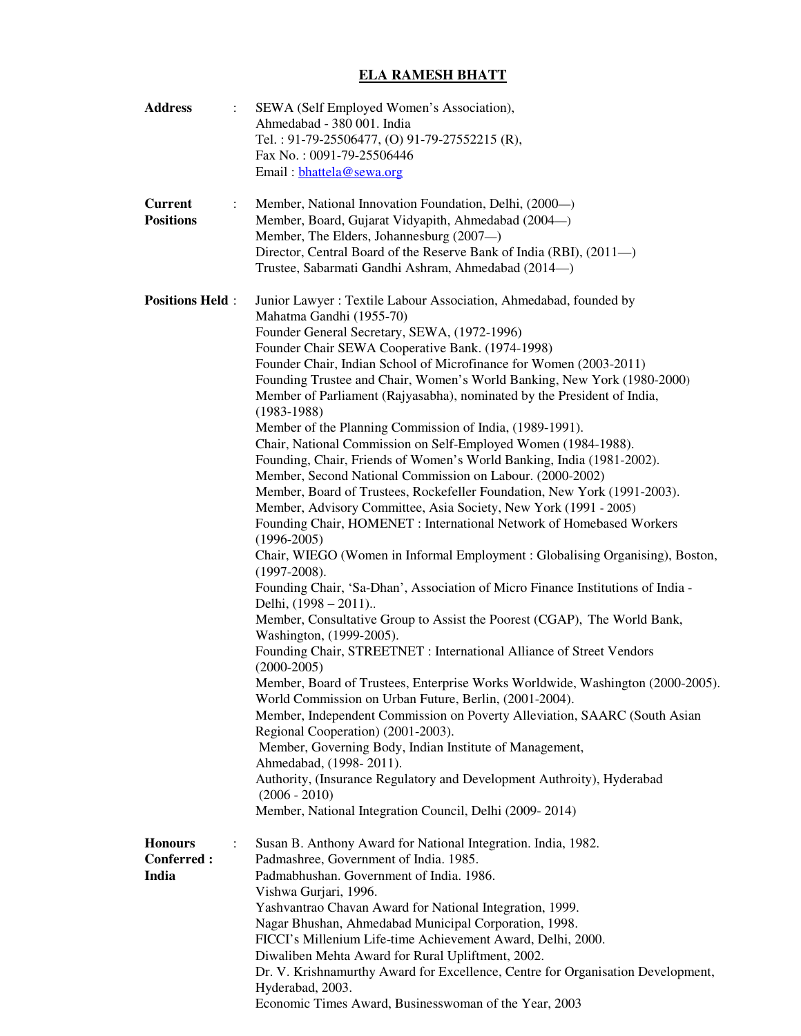# ELA RAMESH BHATT

**Address** : SEWA (Self Employed Women's Association),
Ahmedabad - 380 001. India
Tel. : 91-79-25506477, (O) 91-79-27552215 (R),
Fax No. : 0091-79-25506446
Email : bhattela@sewa.org

**Current Positions** :
Member, National Innovation Foundation, Delhi, (2000—)
Member, Board, Gujarat Vidyapith, Ahmedabad (2004—)
Member, The Elders, Johannesburg (2007—)
Director, Central Board of the Reserve Bank of India (RBI), (2011—)
Trustee, Sabarmati Gandhi Ashram, Ahmedabad (2014—)

**Positions Held** :
Junior Lawyer : Textile Labour Association, Ahmedabad, founded by Mahatma Gandhi (1955-70)
Founder General Secretary, SEWA, (1972-1996)
Founder Chair SEWA Cooperative Bank. (1974-1998)
Founder Chair, Indian School of Microfinance for Women (2003-2011)
Founding Trustee and Chair, Women's World Banking, New York (1980-2000)
Member of Parliament (Rajyasabha), nominated by the President of India, (1983-1988)
Member of the Planning Commission of India, (1989-1991).
Chair, National Commission on Self-Employed Women (1984-1988).
Founding, Chair, Friends of Women's World Banking, India (1981-2002).
Member, Second National Commission on Labour. (2000-2002)
Member, Board of Trustees, Rockefeller Foundation, New York (1991-2003).
Member, Advisory Committee, Asia Society, New York (1991 - 2005)
Founding Chair, HOMENET : International Network of Homebased Workers (1996-2005)
Chair, WIEGO (Women in Informal Employment : Globalising Organising), Boston, (1997-2008).
Founding Chair, 'Sa-Dhan', Association of Micro Finance Institutions of India - Delhi, (1998 – 2011)..
Member, Consultative Group to Assist the Poorest (CGAP), The World Bank, Washington, (1999-2005).
Founding Chair, STREETNET : International Alliance of Street Vendors (2000-2005)
Member, Board of Trustees, Enterprise Works Worldwide, Washington (2000-2005).
World Commission on Urban Future, Berlin, (2001-2004).
Member, Independent Commission on Poverty Alleviation, SAARC (South Asian Regional Cooperation) (2001-2003).
Member, Governing Body, Indian Institute of Management, Ahmedabad, (1998- 2011).
Authority, (Insurance Regulatory and Development Authroity), Hyderabad (2006 - 2010)
Member, National Integration Council, Delhi (2009- 2014)

**Honours Conferred : India** :
Susan B. Anthony Award for National Integration. India, 1982.
Padmashree, Government of India. 1985.
Padmabhushan. Government of India. 1986.
Vishwa Gurjari, 1996.
Yashvantrao Chavan Award for National Integration, 1999.
Nagar Bhushan, Ahmedabad Municipal Corporation, 1998.
FICCI's Millenium Life-time Achievement Award, Delhi, 2000.
Diwaliben Mehta Award for Rural Upliftment, 2002.
Dr. V. Krishnamurthy Award for Excellence, Centre for Organisation Development, Hyderabad, 2003.
Economic Times Award, Businesswoman of the Year, 2003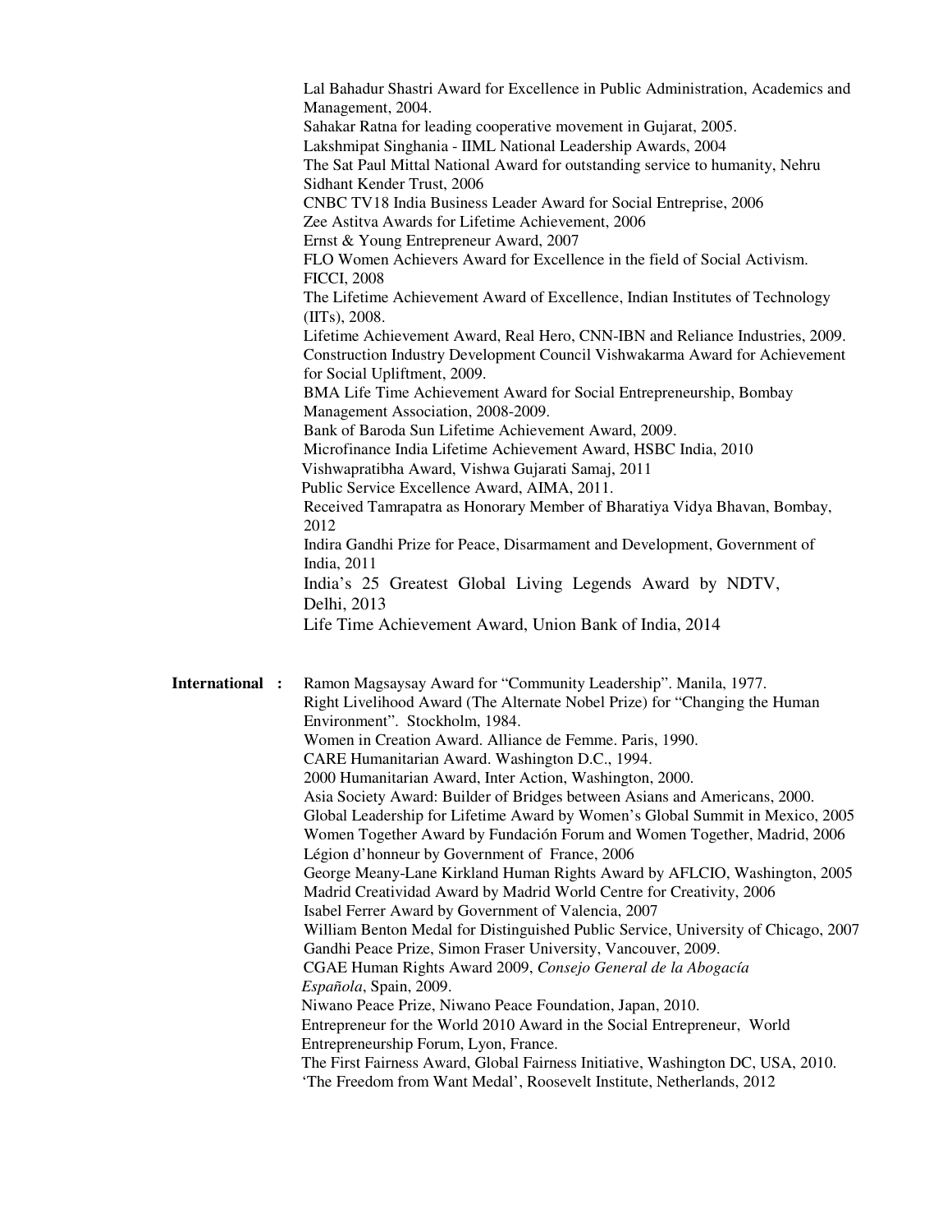Lal Bahadur Shastri Award for Excellence in Public Administration, Academics and Management, 2004.
Sahakar Ratna for leading cooperative movement in Gujarat, 2005.
Lakshmipat Singhania - IIML National Leadership Awards, 2004
The Sat Paul Mittal National Award for outstanding service to humanity, Nehru Sidhant Kender Trust, 2006
CNBC TV18 India Business Leader Award for Social Entreprise, 2006
Zee Astitva Awards for Lifetime Achievement, 2006
Ernst & Young Entrepreneur Award, 2007
FLO Women Achievers Award for Excellence in the field of Social Activism. FICCI, 2008
The Lifetime Achievement Award of Excellence, Indian Institutes of Technology (IITs), 2008.
Lifetime Achievement Award, Real Hero, CNN-IBN and Reliance Industries, 2009.
Construction Industry Development Council Vishwakarma Award for Achievement for Social Upliftment, 2009.
BMA Life Time Achievement Award for Social Entrepreneurship, Bombay Management Association, 2008-2009.
Bank of Baroda Sun Lifetime Achievement Award, 2009.
Microfinance India Lifetime Achievement Award, HSBC India, 2010
Vishwapratibha Award, Vishwa Gujarati Samaj, 2011
Public Service Excellence Award, AIMA, 2011.
Received Tamrapatra as Honorary Member of Bharatiya Vidya Bhavan, Bombay, 2012
Indira Gandhi Prize for Peace, Disarmament and Development, Government of India, 2011
India's 25 Greatest Global Living Legends Award by NDTV, Delhi, 2013
Life Time Achievement Award, Union Bank of India, 2014

**International :**

Ramon Magsaysay Award for "Community Leadership". Manila, 1977.
Right Livelihood Award (The Alternate Nobel Prize) for "Changing the Human Environment". Stockholm, 1984.
Women in Creation Award. Alliance de Femme. Paris, 1990.
CARE Humanitarian Award. Washington D.C., 1994.
2000 Humanitarian Award, Inter Action, Washington, 2000.
Asia Society Award: Builder of Bridges between Asians and Americans, 2000.
Global Leadership for Lifetime Award by Women's Global Summit in Mexico, 2005
Women Together Award by Fundación Forum and Women Together, Madrid, 2006
Légion d'honneur by Government of France, 2006
George Meany-Lane Kirkland Human Rights Award by AFLCIO, Washington, 2005
Madrid Creatividad Award by Madrid World Centre for Creativity, 2006
Isabel Ferrer Award by Government of Valencia, 2007
William Benton Medal for Distinguished Public Service, University of Chicago, 2007
Gandhi Peace Prize, Simon Fraser University, Vancouver, 2009.
CGAE Human Rights Award 2009, *Consejo General de la Abogacía Española*, Spain, 2009.
Niwano Peace Prize, Niwano Peace Foundation, Japan, 2010.
Entrepreneur for the World 2010 Award in the Social Entrepreneur, World Entrepreneurship Forum, Lyon, France.
The First Fairness Award, Global Fairness Initiative, Washington DC, USA, 2010.
'The Freedom from Want Medal', Roosevelt Institute, Netherlands, 2012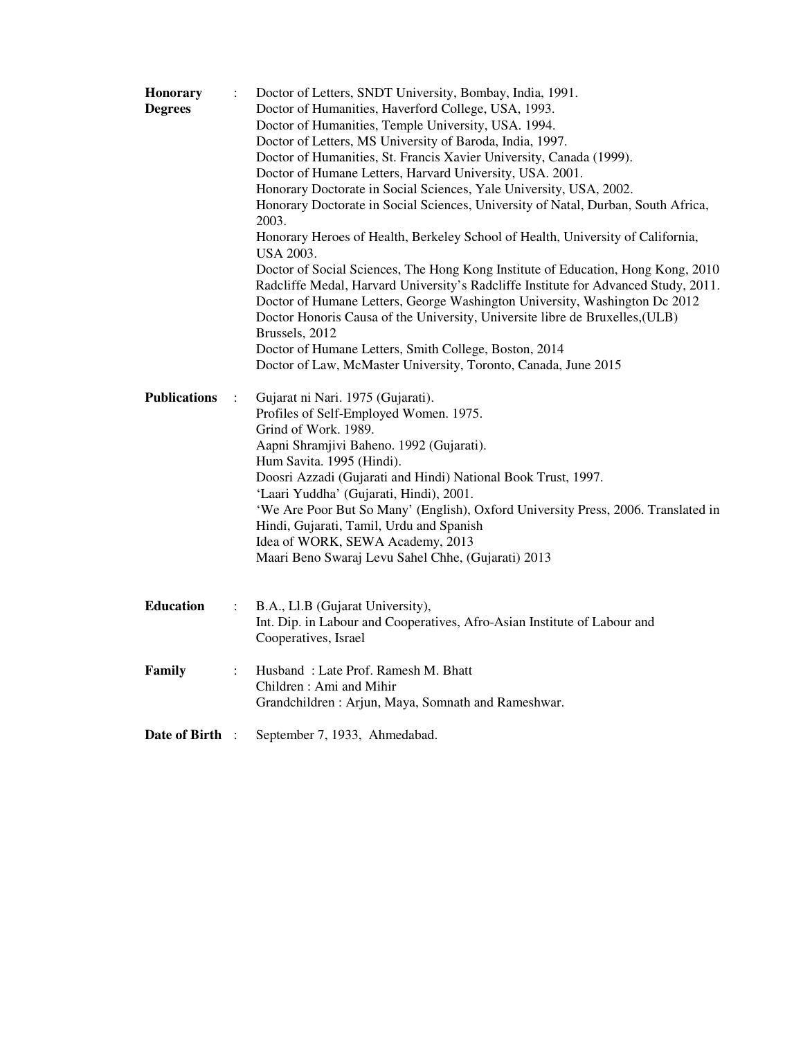**Honorary Degrees** :

Doctor of Letters, SNDT University, Bombay, India, 1991.
Doctor of Humanities, Haverford College, USA, 1993.
Doctor of Humanities, Temple University, USA. 1994.
Doctor of Letters, MS University of Baroda, India, 1997.
Doctor of Humanities, St. Francis Xavier University, Canada (1999).
Doctor of Humane Letters, Harvard University, USA. 2001.
Honorary Doctorate in Social Sciences, Yale University, USA, 2002.
Honorary Doctorate in Social Sciences, University of Natal, Durban, South Africa, 2003.
Honorary Heroes of Health, Berkeley School of Health, University of California, USA 2003.
Doctor of Social Sciences, The Hong Kong Institute of Education, Hong Kong, 2010
Radcliffe Medal, Harvard University's Radcliffe Institute for Advanced Study, 2011.
Doctor of Humane Letters, George Washington University, Washington Dc 2012
Doctor Honoris Causa of the University, Universite libre de Bruxelles,(ULB) Brussels, 2012
Doctor of Humane Letters, Smith College, Boston, 2014
Doctor of Law, McMaster University, Toronto, Canada, June 2015

**Publications** :

Gujarat ni Nari. 1975 (Gujarati).
Profiles of Self-Employed Women. 1975.
Grind of Work. 1989.
Aapni Shramjivi Baheno. 1992 (Gujarati).
Hum Savita. 1995 (Hindi).
Doosri Azzadi (Gujarati and Hindi) National Book Trust, 1997.
'Laari Yuddha' (Gujarati, Hindi), 2001.
'We Are Poor But So Many' (English), Oxford University Press, 2006. Translated in Hindi, Gujarati, Tamil, Urdu and Spanish
Idea of WORK, SEWA Academy, 2013
Maari Beno Swaraj Levu Sahel Chhe, (Gujarati) 2013

**Education** :

B.A., Ll.B (Gujarat University),
Int. Dip. in Labour and Cooperatives, Afro-Asian Institute of Labour and Cooperatives, Israel

**Family** :

Husband : Late Prof. Ramesh M. Bhatt
Children : Ami and Mihir
Grandchildren : Arjun, Maya, Somnath and Rameshwar.

**Date of Birth** : September 7, 1933, Ahmedabad.